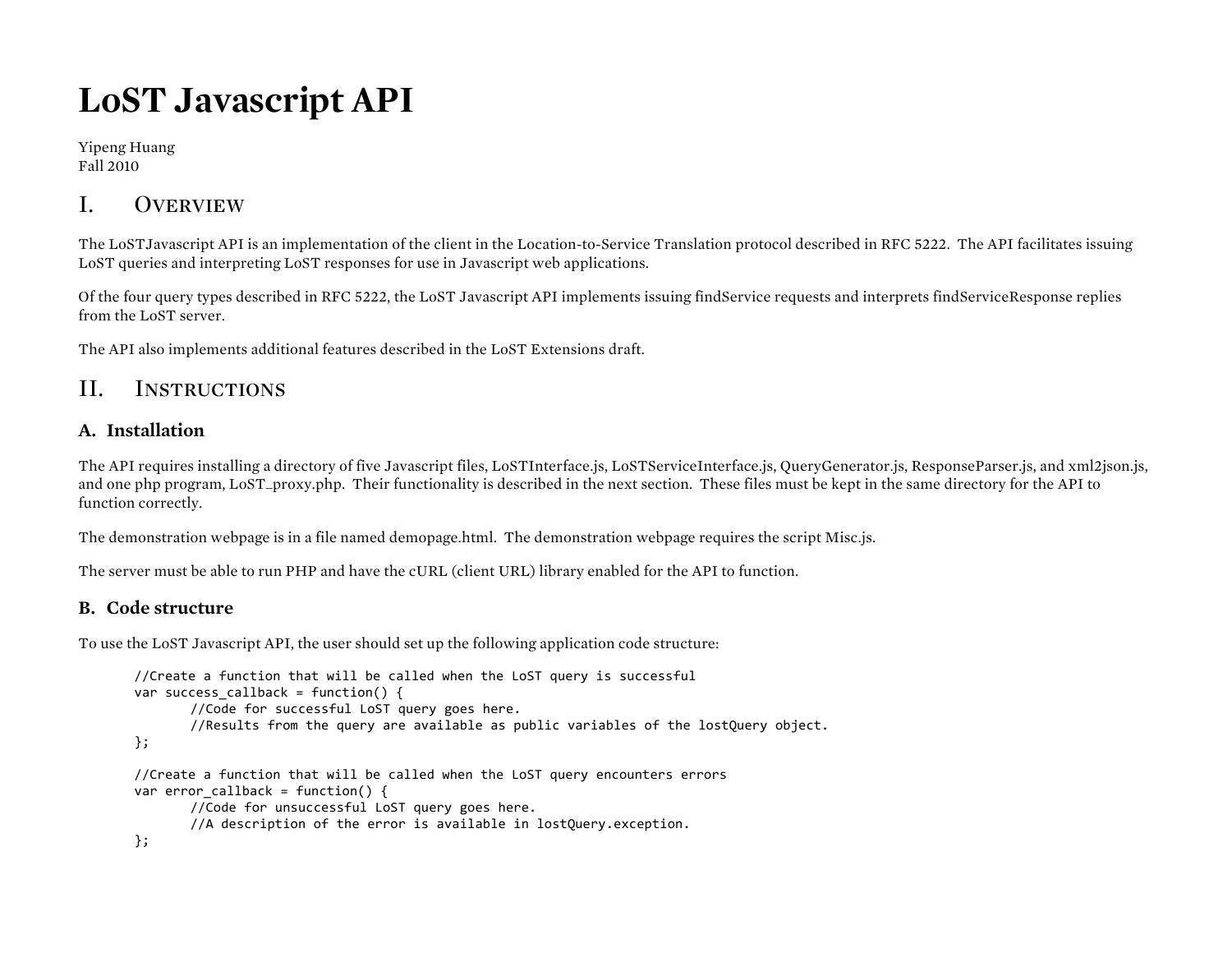# LoST Javascript API

Yipeng Huang
Fall 2010

## I. Overview

The LoSTJavascript API is an implementation of the client in the Location-to-Service Translation protocol described in RFC 5222. The API facilitates issuing LoST queries and interpreting LoST responses for use in Javascript web applications.

Of the four query types described in RFC 5222, the LoST Javascript API implements issuing findService requests and interprets findServiceResponse replies from the LoST server.

The API also implements additional features described in the LoST Extensions draft.

## II. Instructions

### A. Installation

The API requires installing a directory of five Javascript files, LoSTInterface.js, LoSTServiceInterface.js, QueryGenerator.js, ResponseParser.js, and xml2json.js, and one php program, LoST_proxy.php. Their functionality is described in the next section. These files must be kept in the same directory for the API to function correctly.

The demonstration webpage is in a file named demopage.html. The demonstration webpage requires the script Misc.js.

The server must be able to run PHP and have the cURL (client URL) library enabled for the API to function.

### B. Code structure

To use the LoST Javascript API, the user should set up the following application code structure:

```
//Create a function that will be called when the LoST query is successful
var success_callback = function() {
        //Code for successful LoST query goes here.
        //Results from the query are available as public variables of the lostQuery object.
};

//Create a function that will be called when the LoST query encounters errors
var error_callback = function() {
        //Code for unsuccessful LoST query goes here.
        //A description of the error is available in lostQuery.exception.
};
```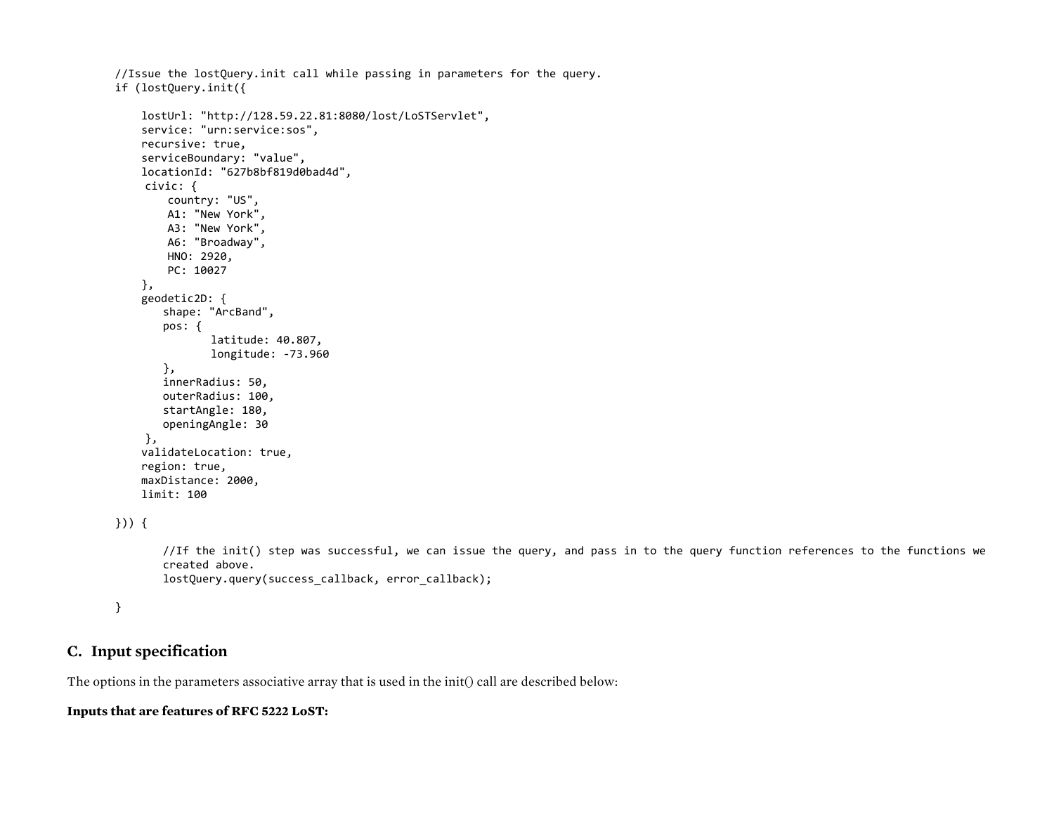```
//Issue the lostQuery.init call while passing in parameters for the query.
if (lostQuery.init({

    lostUrl: "http://128.59.22.81:8080/lost/LoSTServlet",
    service: "urn:service:sos",
    recursive: true,
    serviceBoundary: "value",
    locationId: "627b8bf819d0bad4d",
     civic: {
         country: "US",
         A1: "New York",
         A3: "New York",
         A6: "Broadway",
         HNO: 2920,
         PC: 10027
    },
    geodetic2D: {
        shape: "ArcBand",
        pos: {
                latitude: 40.807,
                longitude: -73.960
        },
        innerRadius: 50,
        outerRadius: 100,
        startAngle: 180,
        openingAngle: 30
     },
    validateLocation: true,
    region: true,
    maxDistance: 2000,
    limit: 100

})) {

        //If the init() step was successful, we can issue the query, and pass in to the query function references to the functions we
        created above.
        lostQuery.query(success_callback, error_callback);

}
```

## C. Input specification

The options in the parameters associative array that is used in the init() call are described below:

**Inputs that are features of RFC 5222 LoST:**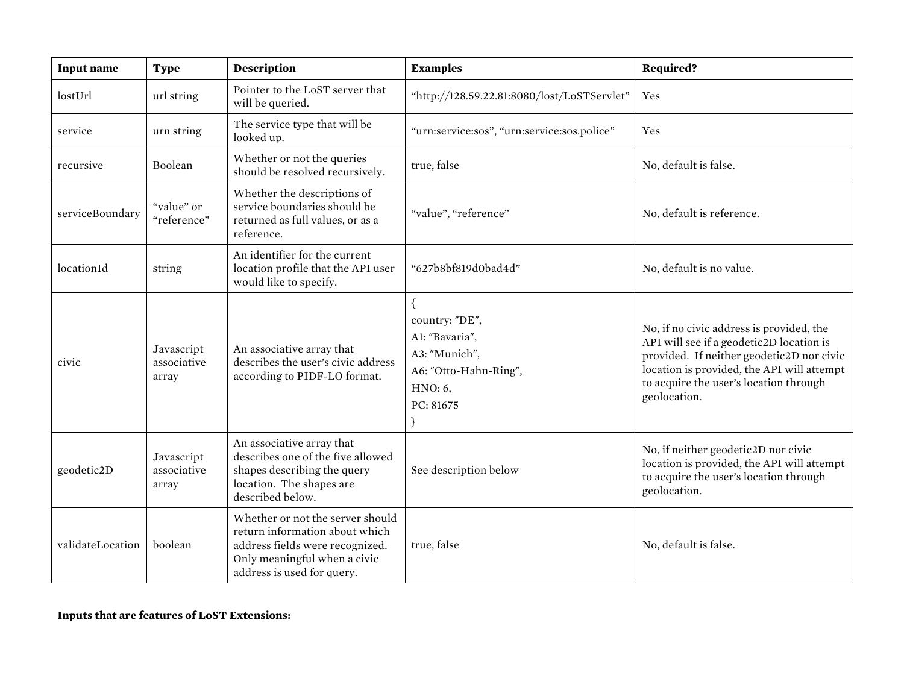| Input name | Type | Description | Examples | Required? |
|---|---|---|---|---|
| lostUrl | url string | Pointer to the LoST server that will be queried. | "http://128.59.22.81:8080/lost/LoSTServlet" | Yes |
| service | urn string | The service type that will be looked up. | "urn:service:sos", "urn:service:sos.police" | Yes |
| recursive | Boolean | Whether or not the queries should be resolved recursively. | true, false | No, default is false. |
| serviceBoundary | "value" or "reference" | Whether the descriptions of service boundaries should be returned as full values, or as a reference. | "value", "reference" | No, default is reference. |
| locationId | string | An identifier for the current location profile that the API user would like to specify. | "627b8bf819d0bad4d" | No, default is no value. |
| civic | Javascript associative array | An associative array that describes the user's civic address according to PIDF-LO format. | { country: "DE", A1: "Bavaria", A3: "Munich", A6: "Otto-Hahn-Ring", HNO: 6, PC: 81675 } | No, if no civic address is provided, the API will see if a geodetic2D location is provided. If neither geodetic2D nor civic location is provided, the API will attempt to acquire the user's location through geolocation. |
| geodetic2D | Javascript associative array | An associative array that describes one of the five allowed shapes describing the query location. The shapes are described below. | See description below | No, if neither geodetic2D nor civic location is provided, the API will attempt to acquire the user's location through geolocation. |
| validateLocation | boolean | Whether or not the server should return information about which address fields were recognized. Only meaningful when a civic address is used for query. | true, false | No, default is false. |

**Inputs that are features of LoST Extensions:**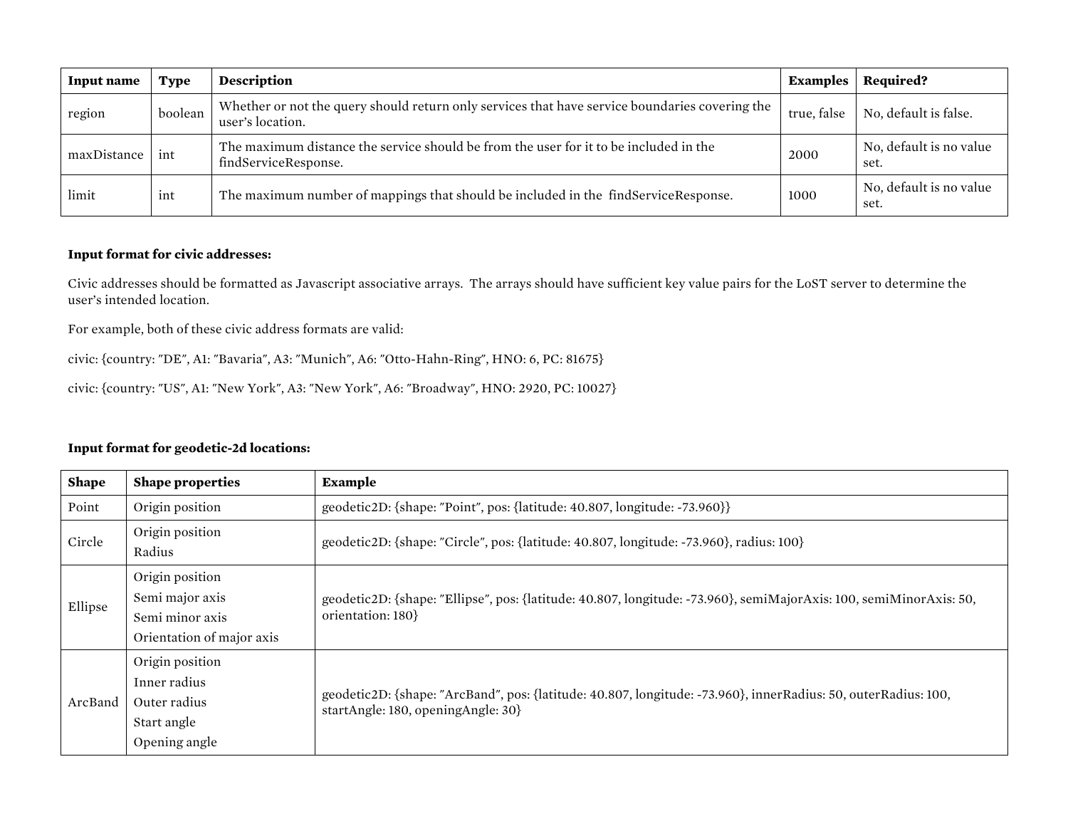| Input name | Type | Description | Examples | Required? |
| --- | --- | --- | --- | --- |
| region | boolean | Whether or not the query should return only services that have service boundaries covering the user's location. | true, false | No, default is false. |
| maxDistance | int | The maximum distance the service should be from the user for it to be included in the findServiceResponse. | 2000 | No, default is no value set. |
| limit | int | The maximum number of mappings that should be included in the findServiceResponse. | 1000 | No, default is no value set. |

**Input format for civic addresses:**

Civic addresses should be formatted as Javascript associative arrays. The arrays should have sufficient key value pairs for the LoST server to determine the user's intended location.

For example, both of these civic address formats are valid:

civic: {country: "DE", A1: "Bavaria", A3: "Munich", A6: "Otto-Hahn-Ring", HNO: 6, PC: 81675}

civic: {country: "US", A1: "New York", A3: "New York", A6: "Broadway", HNO: 2920, PC: 10027}

**Input format for geodetic-2d locations:**

| Shape | Shape properties | Example |
| --- | --- | --- |
| Point | Origin position | geodetic2D: {shape: "Point", pos: {latitude: 40.807, longitude: -73.960}} |
| Circle | Origin position<br>Radius | geodetic2D: {shape: "Circle", pos: {latitude: 40.807, longitude: -73.960}, radius: 100} |
| Ellipse | Origin position<br>Semi major axis<br>Semi minor axis<br>Orientation of major axis | geodetic2D: {shape: "Ellipse", pos: {latitude: 40.807, longitude: -73.960}, semiMajorAxis: 100, semiMinorAxis: 50, orientation: 180} |
| ArcBand | Origin position<br>Inner radius<br>Outer radius<br>Start angle<br>Opening angle | geodetic2D: {shape: "ArcBand", pos: {latitude: 40.807, longitude: -73.960}, innerRadius: 50, outerRadius: 100, startAngle: 180, openingAngle: 30} |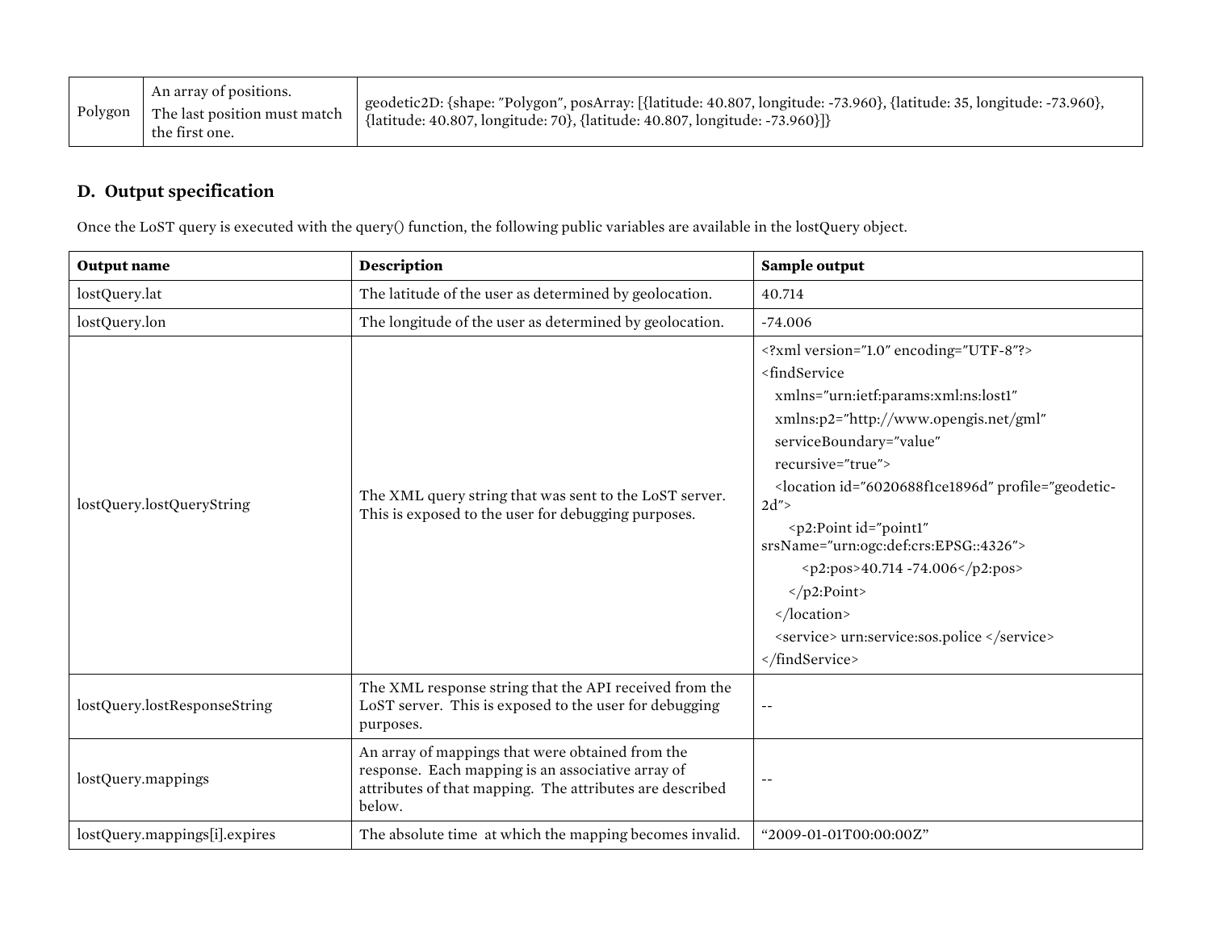| Polygon | An array of positions.<br>The last position must match the first one. | geodetic2D: {shape: "Polygon", posArray: [{latitude: 40.807, longitude: -73.960}, {latitude: 35, longitude: -73.960}, {latitude: 40.807, longitude: 70}, {latitude: 40.807, longitude: -73.960}]} |
|---|---|---|

## D. Output specification

Once the LoST query is executed with the query() function, the following public variables are available in the lostQuery object.

| Output name | Description | Sample output |
|---|---|---|
| lostQuery.lat | The latitude of the user as determined by geolocation. | 40.714 |
| lostQuery.lon | The longitude of the user as determined by geolocation. | -74.006 |
| lostQuery.lostQueryString | The XML query string that was sent to the LoST server. This is exposed to the user for debugging purposes. | <?xml version="1.0" encoding="UTF-8"?><br><findService<br>xmlns="urn:ietf:params:xml:ns:lost1"<br>xmlns:p2="http://www.opengis.net/gml"<br>serviceBoundary="value"<br>recursive="true"><br><location id="6020688f1ce1896d" profile="geodetic-2d"><br><p2:Point id="point1" srsName="urn:ogc:def:crs:EPSG::4326"><br><p2:pos>40.714 -74.006</p2:pos><br></p2:Point><br></location><br><service> urn:service:sos.police </service><br></findService> |
| lostQuery.lostResponseString | The XML response string that the API received from the LoST server. This is exposed to the user for debugging purposes. | -- |
| lostQuery.mappings | An array of mappings that were obtained from the response. Each mapping is an associative array of attributes of that mapping. The attributes are described below. | -- |
| lostQuery.mappings[i].expires | The absolute time at which the mapping becomes invalid. | "2009-01-01T00:00:00Z" |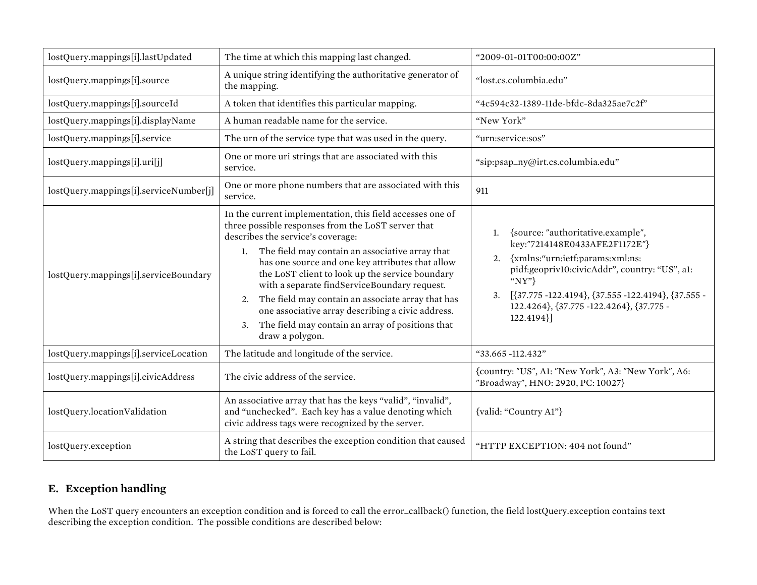| | | |
|---|---|---|
| lostQuery.mappings[i].lastUpdated | The time at which this mapping last changed. | "2009-01-01T00:00:00Z" |
| lostQuery.mappings[i].source | A unique string identifying the authoritative generator of the mapping. | "lost.cs.columbia.edu" |
| lostQuery.mappings[i].sourceId | A token that identifies this particular mapping. | "4c594c32-1389-11de-bfdc-8da325ae7c2f" |
| lostQuery.mappings[i].displayName | A human readable name for the service. | "New York" |
| lostQuery.mappings[i].service | The urn of the service type that was used in the query. | "urn:service:sos" |
| lostQuery.mappings[i].uri[j] | One or more uri strings that are associated with this service. | "sip:psap_ny@irt.cs.columbia.edu" |
| lostQuery.mappings[i].serviceNumber[j] | One or more phone numbers that are associated with this service. | 911 |
| lostQuery.mappings[i].serviceBoundary | In the current implementation, this field accesses one of three possible responses from the LoST server that describes the service's coverage: 1. The field may contain an associative array that has one source and one key attributes that allow the LoST client to look up the service boundary with a separate findServiceBoundary request. 2. The field may contain an associate array that has one associative array describing a civic address. 3. The field may contain an array of positions that draw a polygon. | 1. {source: "authoritative.example", key:"7214148E0433AFE2F1172E"} 2. {xmlns:"urn:ietf:params:xml:ns: pidf:geopriv10:civicAddr", country: "US", a1: "NY"} 3. [{37.775 -122.4194}, {37.555 -122.4194}, {37.555 -122.4264}, {37.775 -122.4264}, {37.775 -122.4194}] |
| lostQuery.mappings[i].serviceLocation | The latitude and longitude of the service. | "33.665 -112.432" |
| lostQuery.mappings[i].civicAddress | The civic address of the service. | {country: "US", A1: "New York", A3: "New York", A6: "Broadway", HNO: 2920, PC: 10027} |
| lostQuery.locationValidation | An associative array that has the keys "valid", "invalid", and "unchecked". Each key has a value denoting which civic address tags were recognized by the server. | {valid: "Country A1"} |
| lostQuery.exception | A string that describes the exception condition that caused the LoST query to fail. | "HTTP EXCEPTION: 404 not found" |

## E. Exception handling

When the LoST query encounters an exception condition and is forced to call the error_callback() function, the field lostQuery.exception contains text describing the exception condition. The possible conditions are described below: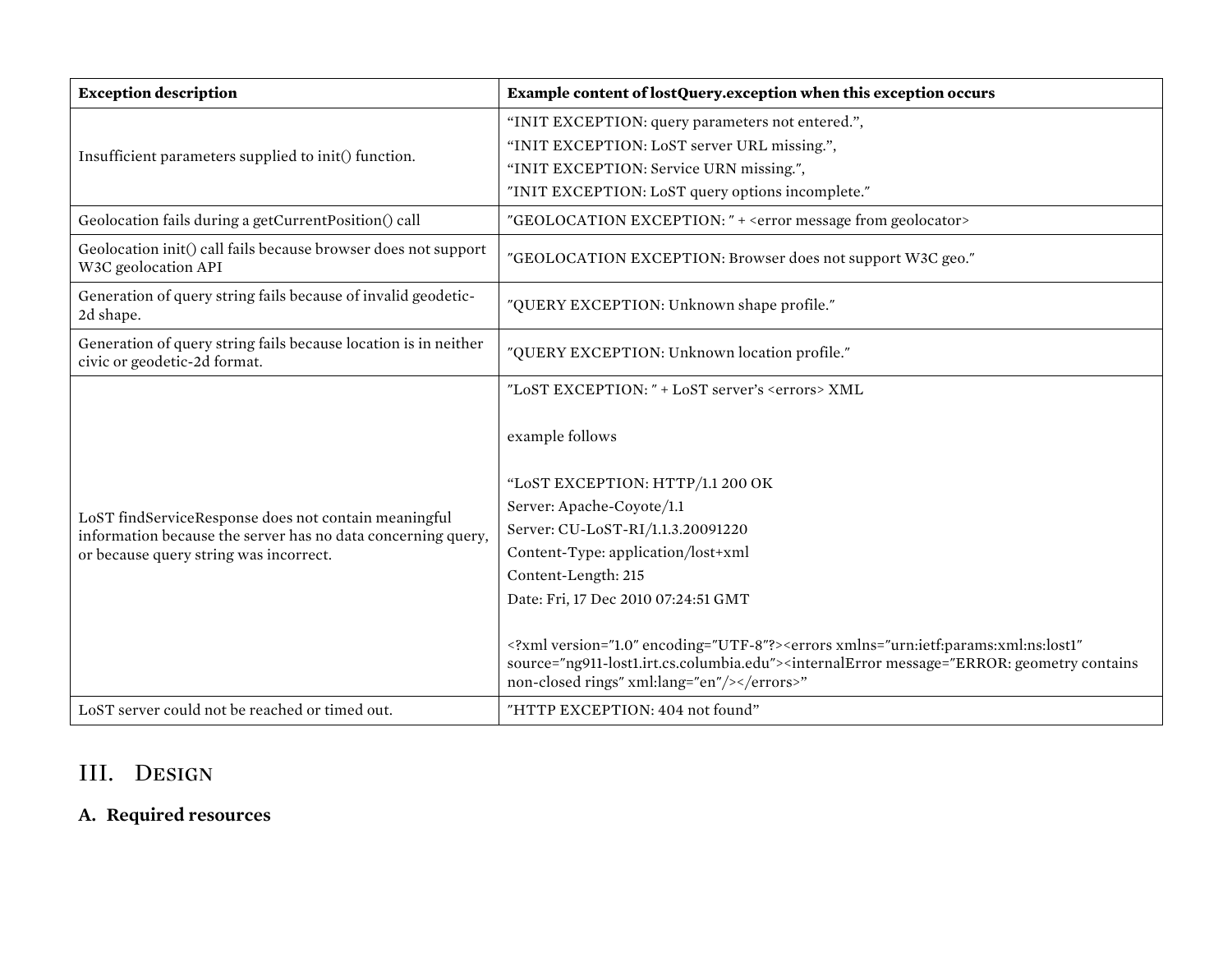| Exception description | Example content of lostQuery.exception when this exception occurs |
|---|---|
| Insufficient parameters supplied to init() function. | "INIT EXCEPTION: query parameters not entered.",<br>"INIT EXCEPTION: LoST server URL missing.",<br>"INIT EXCEPTION: Service URN missing.",<br>"INIT EXCEPTION: LoST query options incomplete." |
| Geolocation fails during a getCurrentPosition() call | "GEOLOCATION EXCEPTION: " + <error message from geolocator> |
| Geolocation init() call fails because browser does not support W3C geolocation API | "GEOLOCATION EXCEPTION: Browser does not support W3C geo." |
| Generation of query string fails because of invalid geodetic-2d shape. | "QUERY EXCEPTION: Unknown shape profile." |
| Generation of query string fails because location is in neither civic or geodetic-2d format. | "QUERY EXCEPTION: Unknown location profile." |
| LoST findServiceResponse does not contain meaningful information because the server has no data concerning query, or because query string was incorrect. | "LoST EXCEPTION: " + LoST server's <errors> XML<br><br>example follows<br><br>"LoST EXCEPTION: HTTP/1.1 200 OK<br>Server: Apache-Coyote/1.1<br>Server: CU-LoST-RI/1.1.3.20091220<br>Content-Type: application/lost+xml<br>Content-Length: 215<br>Date: Fri, 17 Dec 2010 07:24:51 GMT<br><br><?xml version="1.0" encoding="UTF-8"?><errors xmlns="urn:ietf:params:xml:ns:lost1" source="ng911-lost1.irt.cs.columbia.edu"><internalError message="ERROR: geometry contains non-closed rings" xml:lang="en"/></errors>" |
| LoST server could not be reached or timed out. | "HTTP EXCEPTION: 404 not found" |

# III. Design

## A. Required resources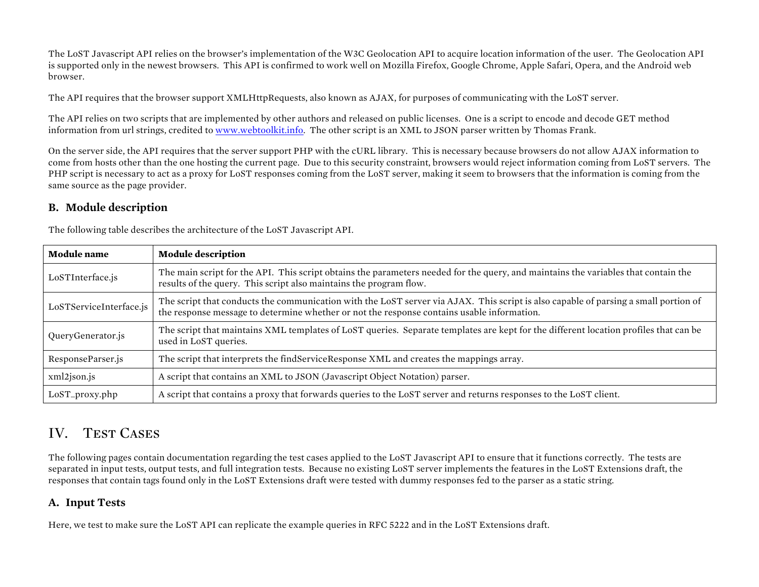The LoST Javascript API relies on the browser's implementation of the W3C Geolocation API to acquire location information of the user. The Geolocation API is supported only in the newest browsers. This API is confirmed to work well on Mozilla Firefox, Google Chrome, Apple Safari, Opera, and the Android web browser.

The API requires that the browser support XMLHttpRequests, also known as AJAX, for purposes of communicating with the LoST server.

The API relies on two scripts that are implemented by other authors and released on public licenses. One is a script to encode and decode GET method information from url strings, credited to [www.webtoolkit.info](http://www.webtoolkit.info). The other script is an XML to JSON parser written by Thomas Frank.

On the server side, the API requires that the server support PHP with the cURL library. This is necessary because browsers do not allow AJAX information to come from hosts other than the one hosting the current page. Due to this security constraint, browsers would reject information coming from LoST servers. The PHP script is necessary to act as a proxy for LoST responses coming from the LoST server, making it seem to browsers that the information is coming from the same source as the page provider.

### B. Module description

The following table describes the architecture of the LoST Javascript API.

| **Module name** | **Module description** |
|---|---|
| LoSTInterface.js | The main script for the API. This script obtains the parameters needed for the query, and maintains the variables that contain the results of the query. This script also maintains the program flow. |
| LoSTServiceInterface.js | The script that conducts the communication with the LoST server via AJAX. This script is also capable of parsing a small portion of the response message to determine whether or not the response contains usable information. |
| QueryGenerator.js | The script that maintains XML templates of LoST queries. Separate templates are kept for the different location profiles that can be used in LoST queries. |
| ResponseParser.js | The script that interprets the findServiceResponse XML and creates the mappings array. |
| xml2json.js | A script that contains an XML to JSON (Javascript Object Notation) parser. |
| LoST_proxy.php | A script that contains a proxy that forwards queries to the LoST server and returns responses to the LoST client. |

## IV. Test Cases

The following pages contain documentation regarding the test cases applied to the LoST Javascript API to ensure that it functions correctly. The tests are separated in input tests, output tests, and full integration tests. Because no existing LoST server implements the features in the LoST Extensions draft, the responses that contain tags found only in the LoST Extensions draft were tested with dummy responses fed to the parser as a static string.

### A. Input Tests

Here, we test to make sure the LoST API can replicate the example queries in RFC 5222 and in the LoST Extensions draft.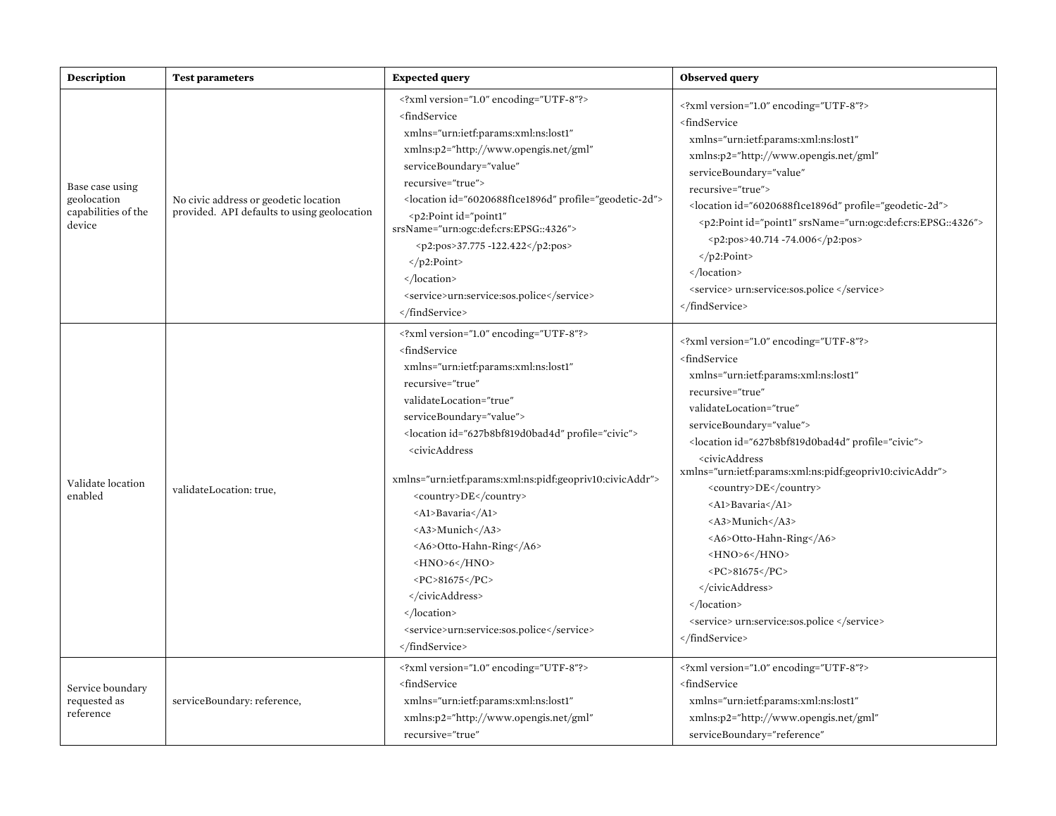| Description | Test parameters | Expected query | Observed query |
|---|---|---|---|
| Base case using geolocation capabilities of the device | No civic address or geodetic location provided. API defaults to using geolocation | <?xml version="1.0" encoding="UTF-8"?> <findService xmlns="urn:ietf:params:xml:ns:lost1" xmlns:p2="http://www.opengis.net/gml" serviceBoundary="value" recursive="true"> <location id="6020688f1ce1896d" profile="geodetic-2d"> <p2:Point id="point1" srsName="urn:ogc:def:crs:EPSG::4326"> <p2:pos>37.775 -122.422</p2:pos> </p2:Point> </location> <service>urn:service:sos.police</service> </findService> | <?xml version="1.0" encoding="UTF-8"?> <findService xmlns="urn:ietf:params:xml:ns:lost1" xmlns:p2="http://www.opengis.net/gml" serviceBoundary="value" recursive="true"> <location id="6020688f1ce1896d" profile="geodetic-2d"> <p2:Point id="point1" srsName="urn:ogc:def:crs:EPSG::4326"> <p2:pos>40.714 -74.006</p2:pos> </p2:Point> </location> <service> urn:service:sos.police </service> </findService> |
| Validate location enabled | validateLocation: true, | <?xml version="1.0" encoding="UTF-8"?> <findService xmlns="urn:ietf:params:xml:ns:lost1" recursive="true" validateLocation="true" serviceBoundary="value"> <location id="627b8bf819d0bad4d" profile="civic"> <civicAddress xmlns="urn:ietf:params:xml:ns:pidf:geopriv10:civicAddr"> <country>DE</country> <A1>Bavaria</A1> <A3>Munich</A3> <A6>Otto-Hahn-Ring</A6> <HNO>6</HNO> <PC>81675</PC> </civicAddress> </location> <service>urn:service:sos.police</service> </findService> | <?xml version="1.0" encoding="UTF-8"?> <findService xmlns="urn:ietf:params:xml:ns:lost1" recursive="true" validateLocation="true" serviceBoundary="value"> <location id="627b8bf819d0bad4d" profile="civic"> <civicAddress xmlns="urn:ietf:params:xml:ns:pidf:geopriv10:civicAddr"> <country>DE</country> <A1>Bavaria</A1> <A3>Munich</A3> <A6>Otto-Hahn-Ring</A6> <HNO>6</HNO> <PC>81675</PC> </civicAddress> </location> <service> urn:service:sos.police </service> </findService> |
| Service boundary requested as reference | serviceBoundary: reference, | <?xml version="1.0" encoding="UTF-8"?> <findService xmlns="urn:ietf:params:xml:ns:lost1" xmlns:p2="http://www.opengis.net/gml" recursive="true" | <?xml version="1.0" encoding="UTF-8"?> <findService xmlns="urn:ietf:params:xml:ns:lost1" xmlns:p2="http://www.opengis.net/gml" serviceBoundary="reference" |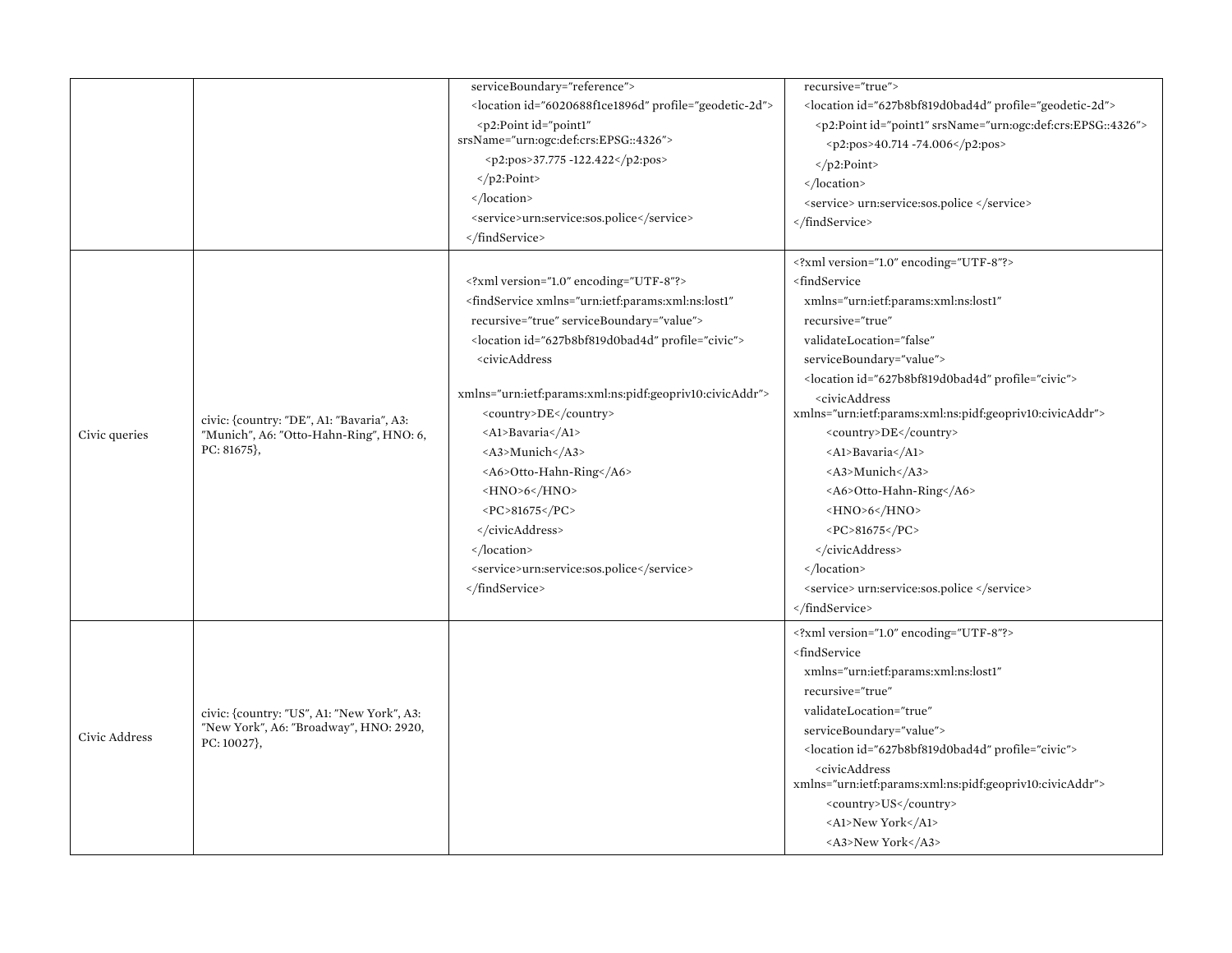|  |  | serviceBoundary="reference"><br>&lt;location id="6020688f1ce1896d" profile="geodetic-2d"&gt;<br>&lt;p2:Point id="point1" srsName="urn:ogc:def:crs:EPSG::4326"&gt;<br>&lt;p2:pos&gt;37.775 -122.422&lt;/p2:pos&gt;<br>&lt;/p2:Point&gt;<br>&lt;/location&gt;<br>&lt;service&gt;urn:service:sos.police&lt;/service&gt;<br>&lt;/findService&gt; | recursive="true"&gt;<br>&lt;location id="627b8bf819d0bad4d" profile="geodetic-2d"&gt;<br>&lt;p2:Point id="point1" srsName="urn:ogc:def:crs:EPSG::4326"&gt;<br>&lt;p2:pos&gt;40.714 -74.006&lt;/p2:pos&gt;<br>&lt;/p2:Point&gt;<br>&lt;/location&gt;<br>&lt;service&gt; urn:service:sos.police &lt;/service&gt;<br>&lt;/findService&gt; |
|---|---|---|---|
| Civic queries | civic: {country: "DE", A1: "Bavaria", A3: "Munich", A6: "Otto-Hahn-Ring", HNO: 6, PC: 81675}, | &lt;?xml version="1.0" encoding="UTF-8"?&gt;<br>&lt;findService xmlns="urn:ietf:params:xml:ns:lost1" recursive="true" serviceBoundary="value"&gt;<br>&lt;location id="627b8bf819d0bad4d" profile="civic"&gt;<br>&lt;civicAddress xmlns="urn:ietf:params:xml:ns:pidf:geopriv10:civicAddr"&gt;<br>&lt;country&gt;DE&lt;/country&gt;<br>&lt;A1&gt;Bavaria&lt;/A1&gt;<br>&lt;A3&gt;Munich&lt;/A3&gt;<br>&lt;A6&gt;Otto-Hahn-Ring&lt;/A6&gt;<br>&lt;HNO&gt;6&lt;/HNO&gt;<br>&lt;PC&gt;81675&lt;/PC&gt;<br>&lt;/civicAddress&gt;<br>&lt;/location&gt;<br>&lt;service&gt;urn:service:sos.police&lt;/service&gt;<br>&lt;/findService&gt; | &lt;?xml version="1.0" encoding="UTF-8"?&gt;<br>&lt;findService<br>xmlns="urn:ietf:params:xml:ns:lost1"<br>recursive="true"<br>validateLocation="false"<br>serviceBoundary="value"&gt;<br>&lt;location id="627b8bf819d0bad4d" profile="civic"&gt;<br>&lt;civicAddress xmlns="urn:ietf:params:xml:ns:pidf:geopriv10:civicAddr"&gt;<br>&lt;country&gt;DE&lt;/country&gt;<br>&lt;A1&gt;Bavaria&lt;/A1&gt;<br>&lt;A3&gt;Munich&lt;/A3&gt;<br>&lt;A6&gt;Otto-Hahn-Ring&lt;/A6&gt;<br>&lt;HNO&gt;6&lt;/HNO&gt;<br>&lt;PC&gt;81675&lt;/PC&gt;<br>&lt;/civicAddress&gt;<br>&lt;/location&gt;<br>&lt;service&gt; urn:service:sos.police &lt;/service&gt;<br>&lt;/findService&gt; |
| Civic Address | civic: {country: "US", A1: "New York", A3: "New York", A6: "Broadway", HNO: 2920, PC: 10027}, |  | &lt;?xml version="1.0" encoding="UTF-8"?&gt;<br>&lt;findService<br>xmlns="urn:ietf:params:xml:ns:lost1"<br>recursive="true"<br>validateLocation="true"<br>serviceBoundary="value"&gt;<br>&lt;location id="627b8bf819d0bad4d" profile="civic"&gt;<br>&lt;civicAddress xmlns="urn:ietf:params:xml:ns:pidf:geopriv10:civicAddr"&gt;<br>&lt;country&gt;US&lt;/country&gt;<br>&lt;A1&gt;New York&lt;/A1&gt;<br>&lt;A3&gt;New York&lt;/A3&gt; |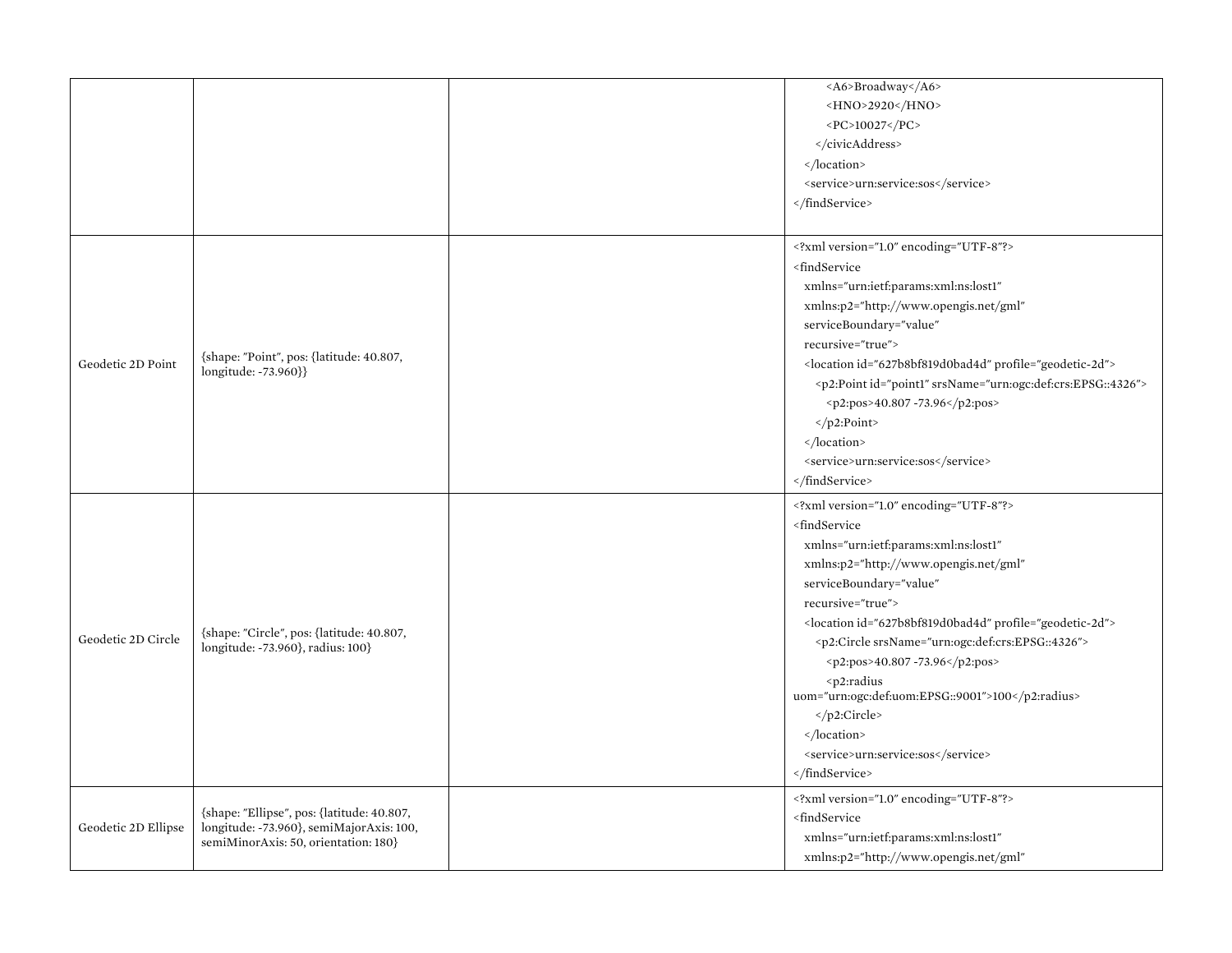|  |  |  |  |
|---|---|---|---|
|  |  |  | `<A6>Broadway</A6>` `<HNO>2920</HNO>` `<PC>10027</PC>` `</civicAddress>` `</location>` `<service>urn:service:sos</service>` `</findService>` |
| Geodetic 2D Point | {shape: "Point", pos: {latitude: 40.807, longitude: -73.960}} |  | `<?xml version="1.0" encoding="UTF-8"?>` `<findService` `xmlns="urn:ietf:params:xml:ns:lost1"` `xmlns:p2="http://www.opengis.net/gml"` `serviceBoundary="value"` `recursive="true">` `<location id="627b8bf819d0bad4d" profile="geodetic-2d">` `<p2:Point id="point1" srsName="urn:ogc:def:crs:EPSG::4326">` `<p2:pos>40.807 -73.96</p2:pos>` `</p2:Point>` `</location>` `<service>urn:service:sos</service>` `</findService>` |
| Geodetic 2D Circle | {shape: "Circle", pos: {latitude: 40.807, longitude: -73.960}, radius: 100} |  | `<?xml version="1.0" encoding="UTF-8"?>` `<findService` `xmlns="urn:ietf:params:xml:ns:lost1"` `xmlns:p2="http://www.opengis.net/gml"` `serviceBoundary="value"` `recursive="true">` `<location id="627b8bf819d0bad4d" profile="geodetic-2d">` `<p2:Circle srsName="urn:ogc:def:crs:EPSG::4326">` `<p2:pos>40.807 -73.96</p2:pos>` `<p2:radius uom="urn:ogc:def:uom:EPSG::9001">100</p2:radius>` `</p2:Circle>` `</location>` `<service>urn:service:sos</service>` `</findService>` |
| Geodetic 2D Ellipse | {shape: "Ellipse", pos: {latitude: 40.807, longitude: -73.960}, semiMajorAxis: 100, semiMinorAxis: 50, orientation: 180} |  | `<?xml version="1.0" encoding="UTF-8"?>` `<findService` `xmlns="urn:ietf:params:xml:ns:lost1"` `xmlns:p2="http://www.opengis.net/gml"` |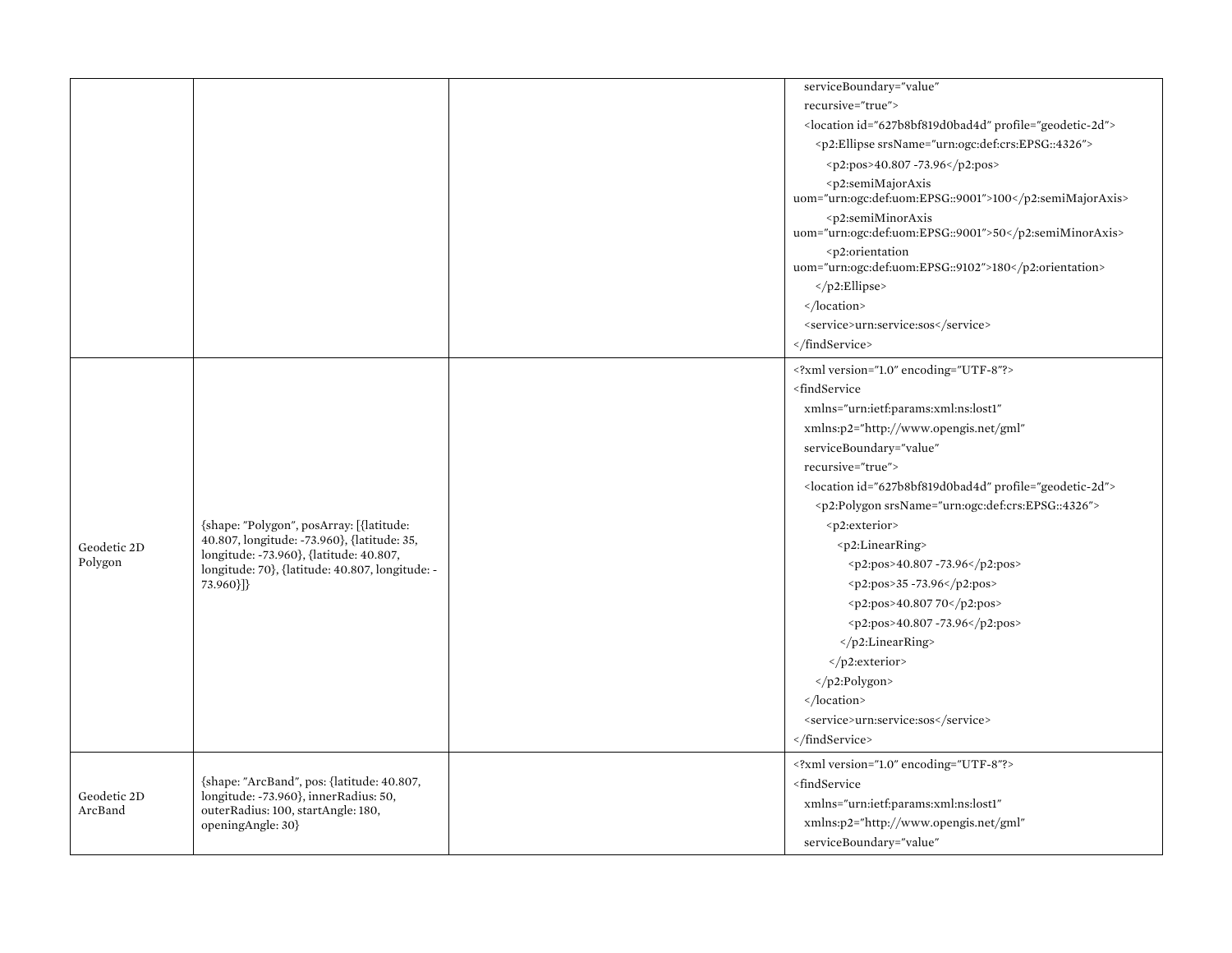| | | | |
|---|---|---|---|
| | | | serviceBoundary="value"<br>recursive="true"><br><location id="627b8bf819d0bad4d" profile="geodetic-2d"><br><p2:Ellipse srsName="urn:ogc:def:crs:EPSG::4326"><br><p2:pos>40.807 -73.96</p2:pos><br><p2:semiMajorAxis uom="urn:ogc:def:uom:EPSG::9001">100</p2:semiMajorAxis><br><p2:semiMinorAxis uom="urn:ogc:def:uom:EPSG::9001">50</p2:semiMinorAxis><br><p2:orientation uom="urn:ogc:def:uom:EPSG::9102">180</p2:orientation><br></p2:Ellipse><br></location><br><service>urn:service:sos</service><br></findService> |
| Geodetic 2D Polygon | {shape: "Polygon", posArray: [{latitude: 40.807, longitude: -73.960}, {latitude: 35, longitude: -73.960}, {latitude: 40.807, longitude: 70}, {latitude: 40.807, longitude: -73.960}]} | | <?xml version="1.0" encoding="UTF-8"?><br><findService<br>xmlns="urn:ietf:params:xml:ns:lost1"<br>xmlns:p2="http://www.opengis.net/gml"<br>serviceBoundary="value"<br>recursive="true"><br><location id="627b8bf819d0bad4d" profile="geodetic-2d"><br><p2:Polygon srsName="urn:ogc:def:crs:EPSG::4326"><br><p2:exterior><br><p2:LinearRing><br><p2:pos>40.807 -73.96</p2:pos><br><p2:pos>35 -73.96</p2:pos><br><p2:pos>40.807 70</p2:pos><br><p2:pos>40.807 -73.96</p2:pos><br></p2:LinearRing><br></p2:exterior><br></p2:Polygon><br></location><br><service>urn:service:sos</service><br></findService> |
| Geodetic 2D ArcBand | {shape: "ArcBand", pos: {latitude: 40.807, longitude: -73.960}, innerRadius: 50, outerRadius: 100, startAngle: 180, openingAngle: 30} | | <?xml version="1.0" encoding="UTF-8"?><br><findService<br>xmlns="urn:ietf:params:xml:ns:lost1"<br>xmlns:p2="http://www.opengis.net/gml"<br>serviceBoundary="value" |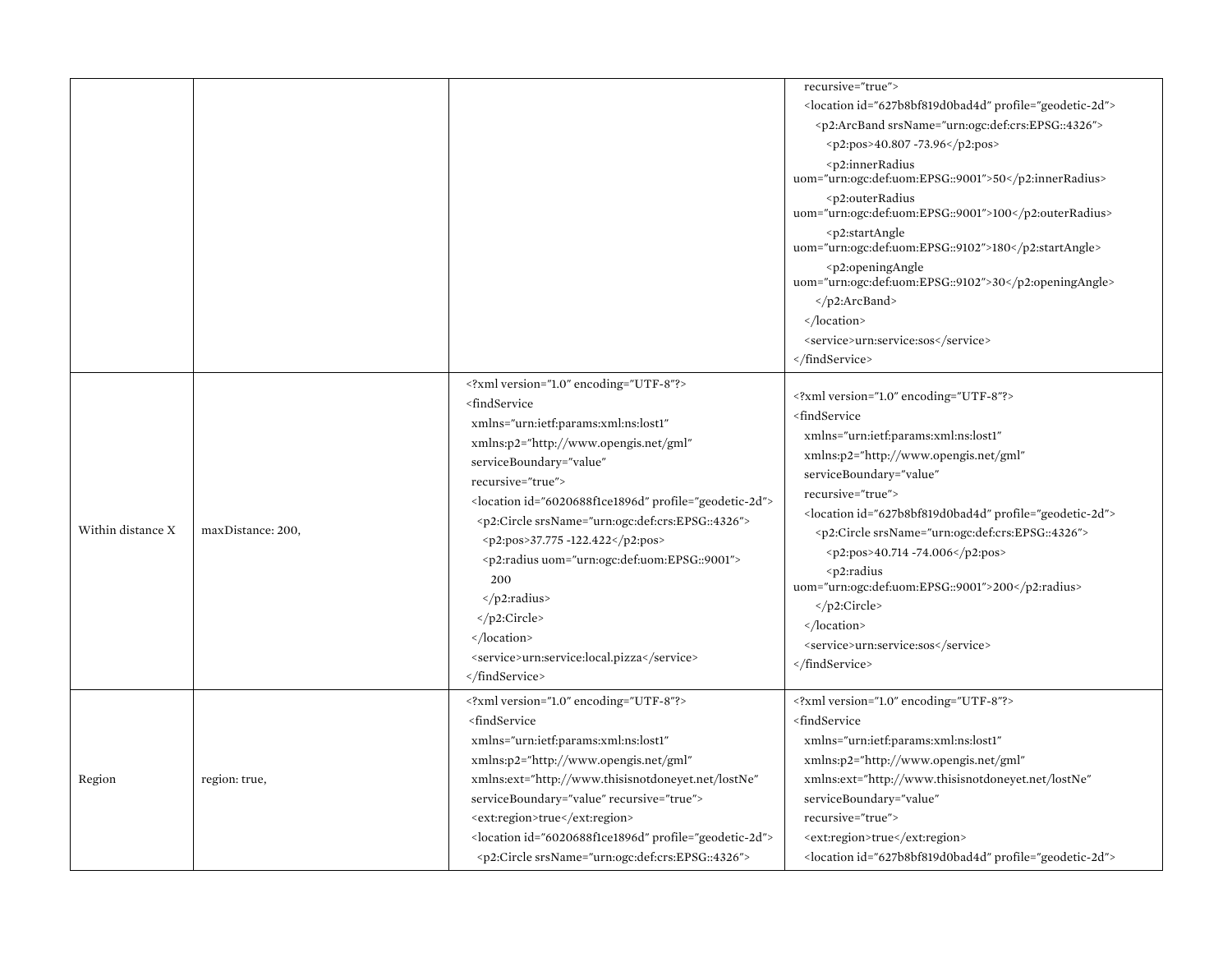| | | | recursive="true"> <br> <location id="627b8bf819d0bad4d" profile="geodetic-2d"> <br> <p2:ArcBand srsName="urn:ogc:def:crs:EPSG::4326"> <br> <p2:pos>40.807 -73.96</p2:pos> <br> <p2:innerRadius uom="urn:ogc:def:uom:EPSG::9001">50</p2:innerRadius> <br> <p2:outerRadius uom="urn:ogc:def:uom:EPSG::9001">100</p2:outerRadius> <br> <p2:startAngle uom="urn:ogc:def:uom:EPSG::9102">180</p2:startAngle> <br> <p2:openingAngle uom="urn:ogc:def:uom:EPSG::9102">30</p2:openingAngle> <br> </p2:ArcBand> <br> </location> <br> <service>urn:service:sos</service> <br> </findService> |
|---|---|---|---|
| Within distance X | maxDistance: 200, | <?xml version="1.0" encoding="UTF-8"?> <br> <findService <br> xmlns="urn:ietf:params:xml:ns:lost1" <br> xmlns:p2="http://www.opengis.net/gml" <br> serviceBoundary="value" <br> recursive="true"> <br> <location id="6020688f1ce1896d" profile="geodetic-2d"> <br> <p2:Circle srsName="urn:ogc:def:crs:EPSG::4326"> <br> <p2:pos>37.775 -122.422</p2:pos> <br> <p2:radius uom="urn:ogc:def:uom:EPSG::9001"> <br> 200 <br> </p2:radius> <br> </p2:Circle> <br> </location> <br> <service>urn:service:local.pizza</service> <br> </findService> | <?xml version="1.0" encoding="UTF-8"?> <br> <findService <br> xmlns="urn:ietf:params:xml:ns:lost1" <br> xmlns:p2="http://www.opengis.net/gml" <br> serviceBoundary="value" <br> recursive="true"> <br> <location id="627b8bf819d0bad4d" profile="geodetic-2d"> <br> <p2:Circle srsName="urn:ogc:def:crs:EPSG::4326"> <br> <p2:pos>40.714 -74.006</p2:pos> <br> <p2:radius uom="urn:ogc:def:uom:EPSG::9001">200</p2:radius> <br> </p2:Circle> <br> </location> <br> <service>urn:service:sos</service> <br> </findService> |
| Region | region: true, | <?xml version="1.0" encoding="UTF-8"?> <br> <findService <br> xmlns="urn:ietf:params:xml:ns:lost1" <br> xmlns:p2="http://www.opengis.net/gml" <br> xmlns:ext="http://www.thisisnotdoneyet.net/lostNe" <br> serviceBoundary="value" recursive="true"> <br> <ext:region>true</ext:region> <br> <location id="6020688f1ce1896d" profile="geodetic-2d"> <br> <p2:Circle srsName="urn:ogc:def:crs:EPSG::4326"> | <?xml version="1.0" encoding="UTF-8"?> <br> <findService <br> xmlns="urn:ietf:params:xml:ns:lost1" <br> xmlns:p2="http://www.opengis.net/gml" <br> xmlns:ext="http://www.thisisnotdoneyet.net/lostNe" <br> serviceBoundary="value" <br> recursive="true"> <br> <ext:region>true</ext:region> <br> <location id="627b8bf819d0bad4d" profile="geodetic-2d"> |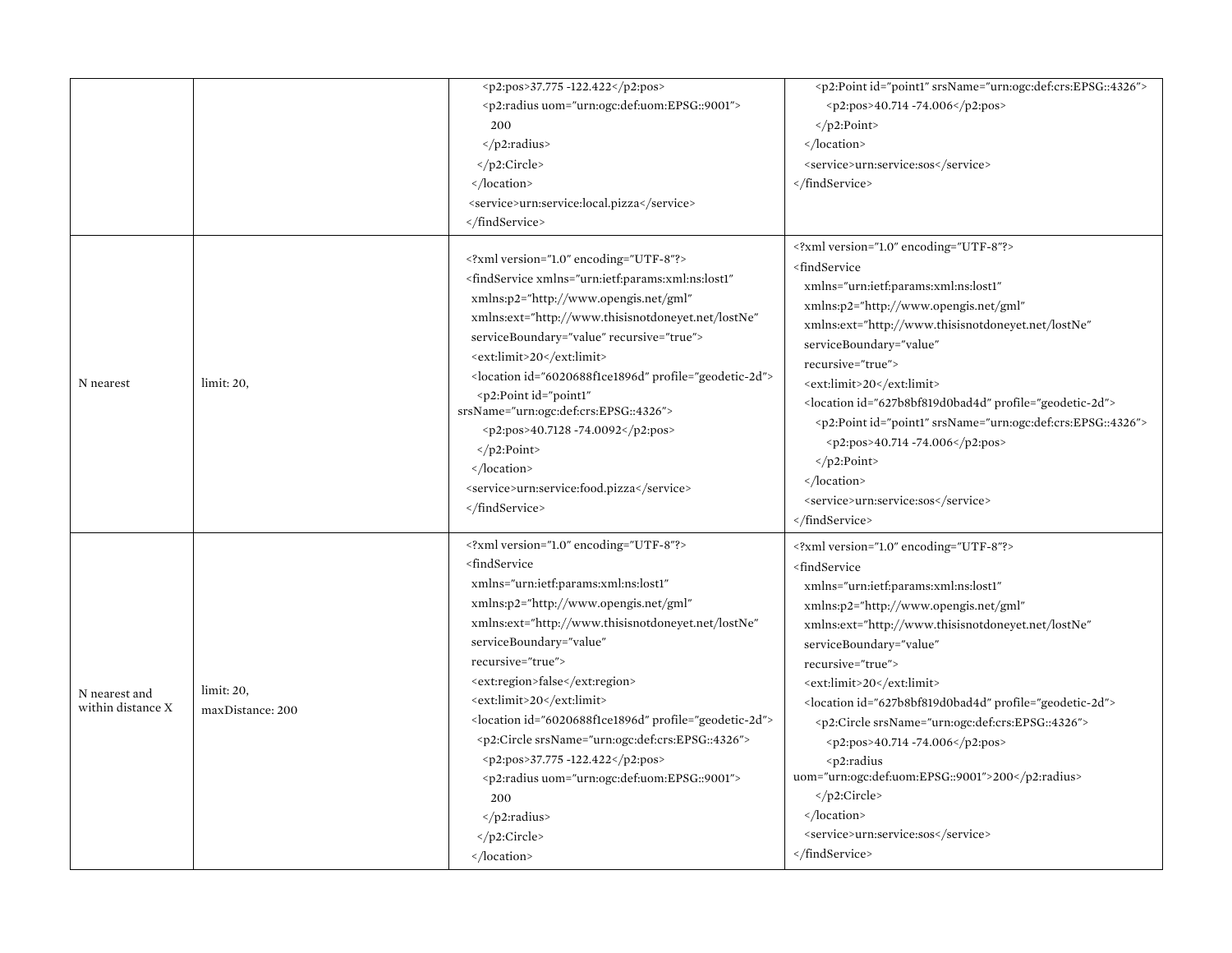| | | | |
|---|---|---|---|
| | | `<p2:pos>37.775 -122.422</p2:pos>`<br>`<p2:radius uom="urn:ogc:def:uom:EPSG::9001">`<br>`200`<br>`</p2:radius>`<br>`</p2:Circle>`<br>`</location>`<br>`<service>urn:service:local.pizza</service>`<br>`</findService>` | `<p2:Point id="point1" srsName="urn:ogc:def:crs:EPSG::4326">`<br>`<p2:pos>40.714 -74.006</p2:pos>`<br>`</p2:Point>`<br>`</location>`<br>`<service>urn:service:sos</service>`<br>`</findService>` |
| N nearest | limit: 20, | `<?xml version="1.0" encoding="UTF-8"?>`<br>`<findService xmlns="urn:ietf:params:xml:ns:lost1"`<br>`xmlns:p2="http://www.opengis.net/gml"`<br>`xmlns:ext="http://www.thisisnotdoneyet.net/lostNe"`<br>`serviceBoundary="value" recursive="true">`<br>`<ext:limit>20</ext:limit>`<br>`<location id="6020688f1ce1896d" profile="geodetic-2d">`<br>`<p2:Point id="point1"`<br>`srsName="urn:ogc:def:crs:EPSG::4326">`<br>`<p2:pos>40.7128 -74.0092</p2:pos>`<br>`</p2:Point>`<br>`</location>`<br>`<service>urn:service:food.pizza</service>`<br>`</findService>` | `<?xml version="1.0" encoding="UTF-8"?>`<br>`<findService`<br>`xmlns="urn:ietf:params:xml:ns:lost1"`<br>`xmlns:p2="http://www.opengis.net/gml"`<br>`xmlns:ext="http://www.thisisnotdoneyet.net/lostNe"`<br>`serviceBoundary="value"`<br>`recursive="true">`<br>`<ext:limit>20</ext:limit>`<br>`<location id="627b8bf819d0bad4d" profile="geodetic-2d">`<br>`<p2:Point id="point1" srsName="urn:ogc:def:crs:EPSG::4326">`<br>`<p2:pos>40.714 -74.006</p2:pos>`<br>`</p2:Point>`<br>`</location>`<br>`<service>urn:service:sos</service>`<br>`</findService>` |
| N nearest and within distance X | limit: 20,<br>maxDistance: 200 | `<?xml version="1.0" encoding="UTF-8"?>`<br>`<findService`<br>`xmlns="urn:ietf:params:xml:ns:lost1"`<br>`xmlns:p2="http://www.opengis.net/gml"`<br>`xmlns:ext="http://www.thisisnotdoneyet.net/lostNe"`<br>`serviceBoundary="value"`<br>`recursive="true">`<br>`<ext:region>false</ext:region>`<br>`<ext:limit>20</ext:limit>`<br>`<location id="6020688f1ce1896d" profile="geodetic-2d">`<br>`<p2:Circle srsName="urn:ogc:def:crs:EPSG::4326">`<br>`<p2:pos>37.775 -122.422</p2:pos>`<br>`<p2:radius uom="urn:ogc:def:uom:EPSG::9001">`<br>`200`<br>`</p2:radius>`<br>`</p2:Circle>`<br>`</location>` | `<?xml version="1.0" encoding="UTF-8"?>`<br>`<findService`<br>`xmlns="urn:ietf:params:xml:ns:lost1"`<br>`xmlns:p2="http://www.opengis.net/gml"`<br>`xmlns:ext="http://www.thisisnotdoneyet.net/lostNe"`<br>`serviceBoundary="value"`<br>`recursive="true">`<br>`<ext:limit>20</ext:limit>`<br>`<location id="627b8bf819d0bad4d" profile="geodetic-2d">`<br>`<p2:Circle srsName="urn:ogc:def:crs:EPSG::4326">`<br>`<p2:pos>40.714 -74.006</p2:pos>`<br>`<p2:radius`<br>`uom="urn:ogc:def:uom:EPSG::9001">200</p2:radius>`<br>`</p2:Circle>`<br>`</location>`<br>`<service>urn:service:sos</service>`<br>`</findService>` |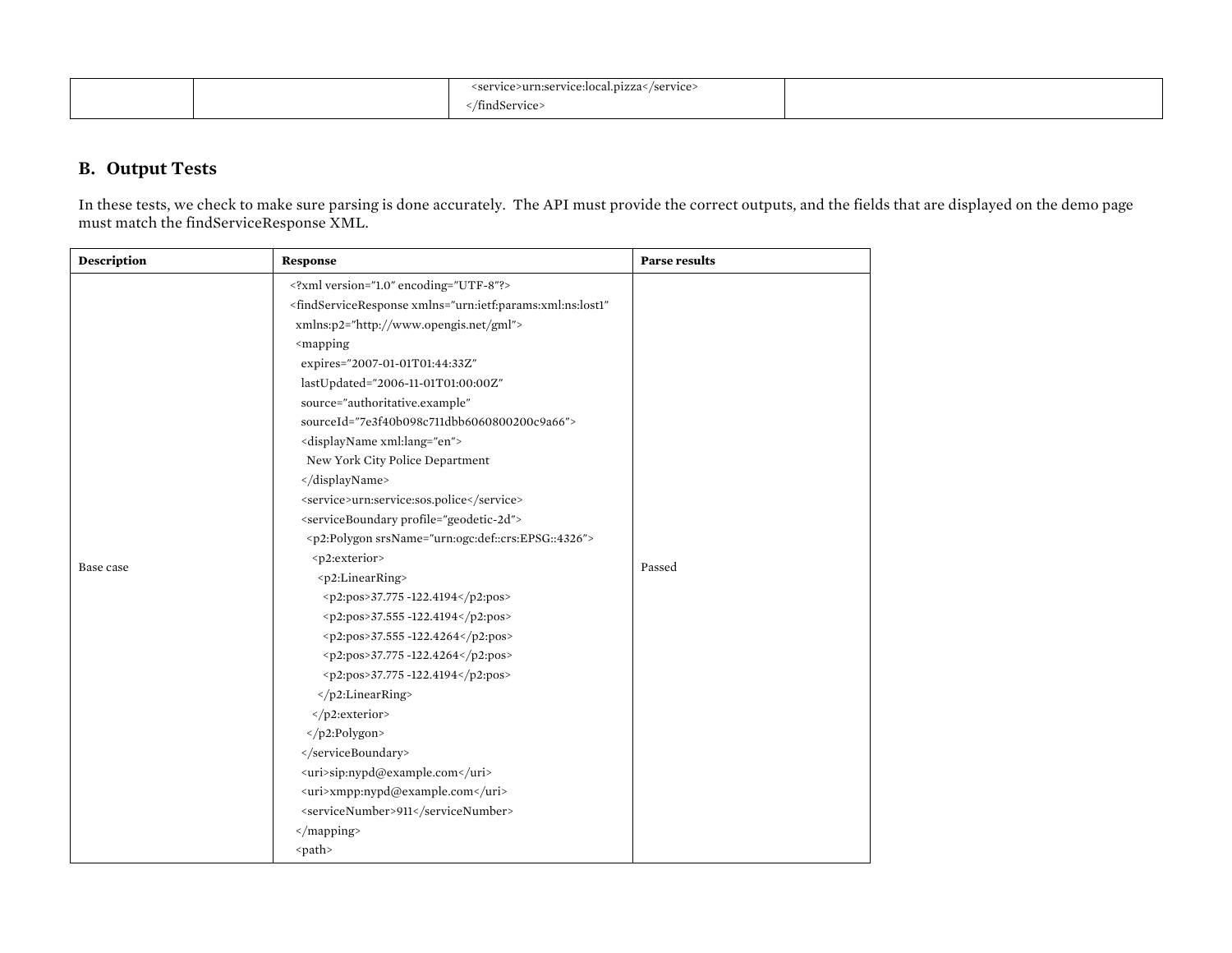| | | `<service>urn:service:local.pizza</service>`<br>`</findService>` | |
|---|---|---|---|

## B. Output Tests

In these tests, we check to make sure parsing is done accurately. The API must provide the correct outputs, and the fields that are displayed on the demo page must match the findServiceResponse XML.

| Description | Response | Parse results |
|---|---|---|
| Base case | `<?xml version="1.0" encoding="UTF-8"?>`<br>`<findServiceResponse xmlns="urn:ietf:params:xml:ns:lost1"`<br>`xmlns:p2="http://www.opengis.net/gml">`<br>`<mapping`<br>`expires="2007-01-01T01:44:33Z"`<br>`lastUpdated="2006-11-01T01:00:00Z"`<br>`source="authoritative.example"`<br>`sourceId="7e3f40b098c711dbb6060800200c9a66">`<br>`<displayName xml:lang="en">`<br>`New York City Police Department`<br>`</displayName>`<br>`<service>urn:service:sos.police</service>`<br>`<serviceBoundary profile="geodetic-2d">`<br>`<p2:Polygon srsName="urn:ogc:def::crs:EPSG::4326">`<br>`<p2:exterior>`<br>`<p2:LinearRing>`<br>`<p2:pos>37.775 -122.4194</p2:pos>`<br>`<p2:pos>37.555 -122.4194</p2:pos>`<br>`<p2:pos>37.555 -122.4264</p2:pos>`<br>`<p2:pos>37.775 -122.4264</p2:pos>`<br>`<p2:pos>37.775 -122.4194</p2:pos>`<br>`</p2:LinearRing>`<br>`</p2:exterior>`<br>`</p2:Polygon>`<br>`</serviceBoundary>`<br>`<uri>sip:nypd@example.com</uri>`<br>`<uri>xmpp:nypd@example.com</uri>`<br>`<serviceNumber>911</serviceNumber>`<br>`</mapping>`<br>`<path>` | Passed |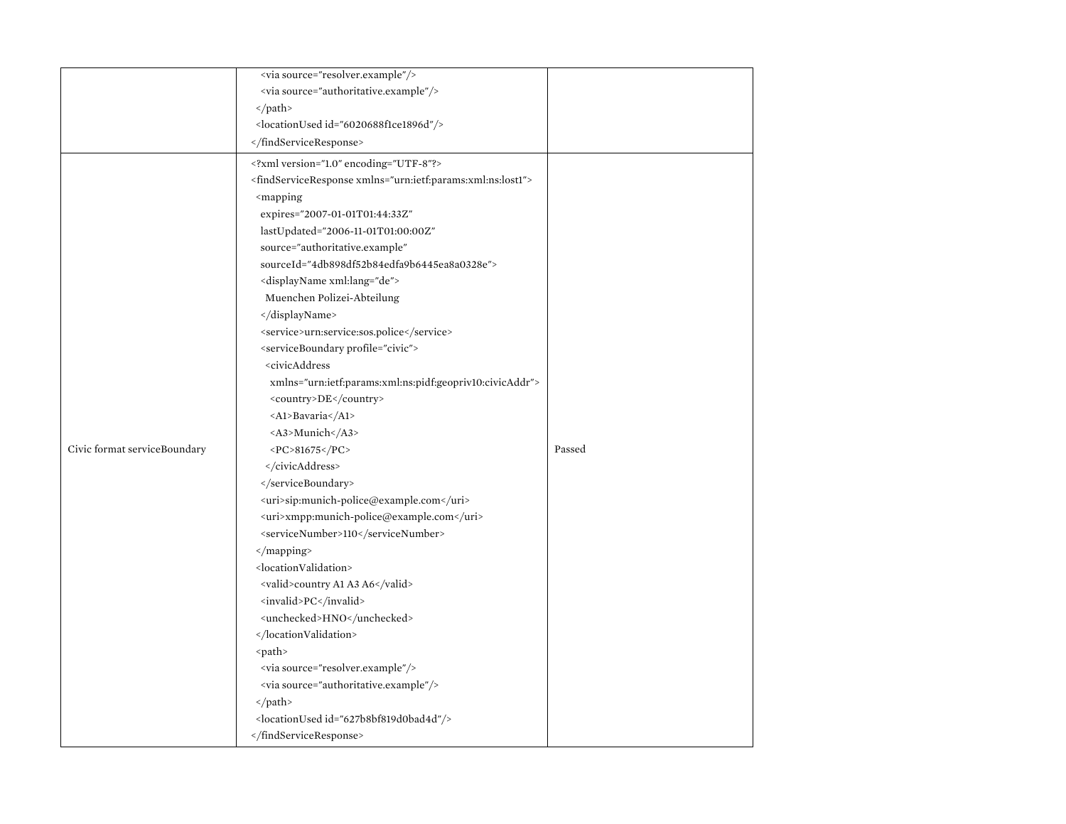| | | |
|---|---|---|
| | `<via source="resolver.example"/>`<br>`<via source="authoritative.example"/>`<br>`</path>`<br>`<locationUsed id="6020688f1ce1896d"/>`<br>`</findServiceResponse>` | |
| Civic format serviceBoundary | `<?xml version="1.0" encoding="UTF-8"?>`<br>`<findServiceResponse xmlns="urn:ietf:params:xml:ns:lost1">`<br>`<mapping`<br>`expires="2007-01-01T01:44:33Z"`<br>`lastUpdated="2006-11-01T01:00:00Z"`<br>`source="authoritative.example"`<br>`sourceId="4db898df52b84edfa9b6445ea8a0328e">`<br>`<displayName xml:lang="de">`<br>`Muenchen Polizei-Abteilung`<br>`</displayName>`<br>`<service>urn:service:sos.police</service>`<br>`<serviceBoundary profile="civic">`<br>`<civicAddress`<br>`xmlns="urn:ietf:params:xml:ns:pidf:geopriv10:civicAddr">`<br>`<country>DE</country>`<br>`<A1>Bavaria</A1>`<br>`<A3>Munich</A3>`<br>`<PC>81675</PC>`<br>`</civicAddress>`<br>`</serviceBoundary>`<br>`<uri>sip:munich-police@example.com</uri>`<br>`<uri>xmpp:munich-police@example.com</uri>`<br>`<serviceNumber>110</serviceNumber>`<br>`</mapping>`<br>`<locationValidation>`<br>`<valid>country A1 A3 A6</valid>`<br>`<invalid>PC</invalid>`<br>`<unchecked>HNO</unchecked>`<br>`</locationValidation>`<br>`<path>`<br>`<via source="resolver.example"/>`<br>`<via source="authoritative.example"/>`<br>`</path>`<br>`<locationUsed id="627b8bf819d0bad4d"/>`<br>`</findServiceResponse>` | Passed |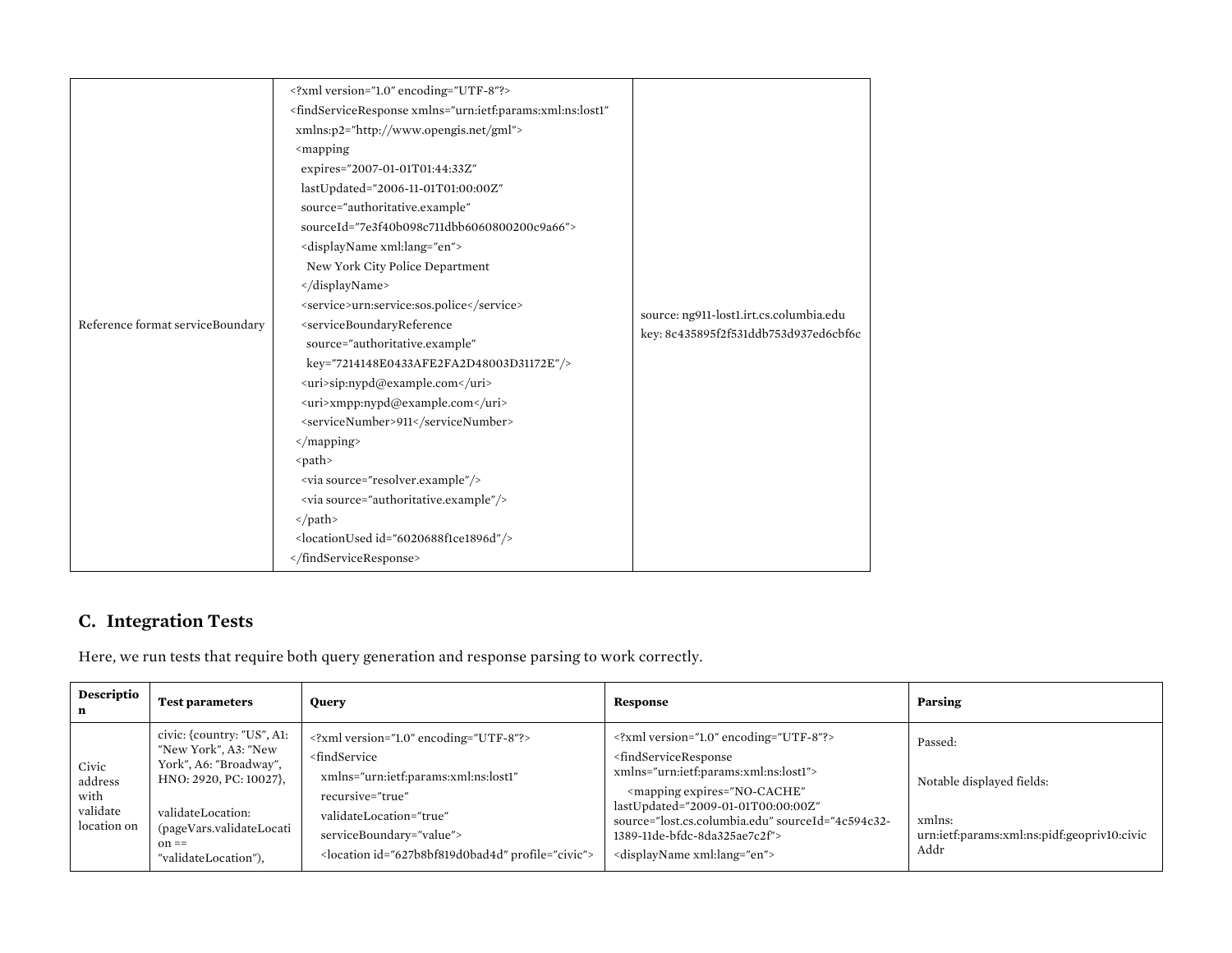| | | |
|---|---|---|
| Reference format serviceBoundary | <?xml version="1.0" encoding="UTF-8"?><br><findServiceResponse xmlns="urn:ietf:params:xml:ns:lost1"<br>xmlns:p2="http://www.opengis.net/gml"><br><mapping<br>expires="2007-01-01T01:44:33Z"<br>lastUpdated="2006-11-01T01:00:00Z"<br>source="authoritative.example"<br>sourceId="7e3f40b098c711dbb6060800200c9a66"><br><displayName xml:lang="en"><br>New York City Police Department<br></displayName><br><service>urn:service:sos.police</service><br><serviceBoundaryReference<br>source="authoritative.example"<br>key="7214148E0433AFE2FA2D48003D31172E"/><br><uri>sip:nypd@example.com</uri><br><uri>xmpp:nypd@example.com</uri><br><serviceNumber>911</serviceNumber><br></mapping><br><path><br><via source="resolver.example"/><br><via source="authoritative.example"/><br></path><br><locationUsed id="6020688f1ce1896d"/><br></findServiceResponse> | source: ng911-lost1.irt.cs.columbia.edu<br>key: 8c435895f2f531ddb753d937ed6cbf6c |

## C. Integration Tests

Here, we run tests that require both query generation and response parsing to work correctly.

| Description | Test parameters | Query | Response | Parsing |
|---|---|---|---|---|
| Civic address with validate location on | civic: {country: "US", A1: "New York", A3: "New York", A6: "Broadway", HNO: 2920, PC: 10027},<br><br>validateLocation: (pageVars.validateLocation == "validateLocation"), | <?xml version="1.0" encoding="UTF-8"?><br><findService<br>xmlns="urn:ietf:params:xml:ns:lost1"<br>recursive="true"<br>validateLocation="true"<br>serviceBoundary="value"><br><location id="627b8bf819d0bad4d" profile="civic"> | <?xml version="1.0" encoding="UTF-8"?><br><findServiceResponse xmlns="urn:ietf:params:xml:ns:lost1"><br><mapping expires="NO-CACHE" lastUpdated="2009-01-01T00:00:00Z" source="lost.cs.columbia.edu" sourceId="4c594c32-1389-11de-bfdc-8da325ae7c2f"><br><displayName xml:lang="en"> | Passed:<br><br>Notable displayed fields:<br><br>xmlns: urn:ietf:params:xml:ns:pidf:geopriv10:civicAddr |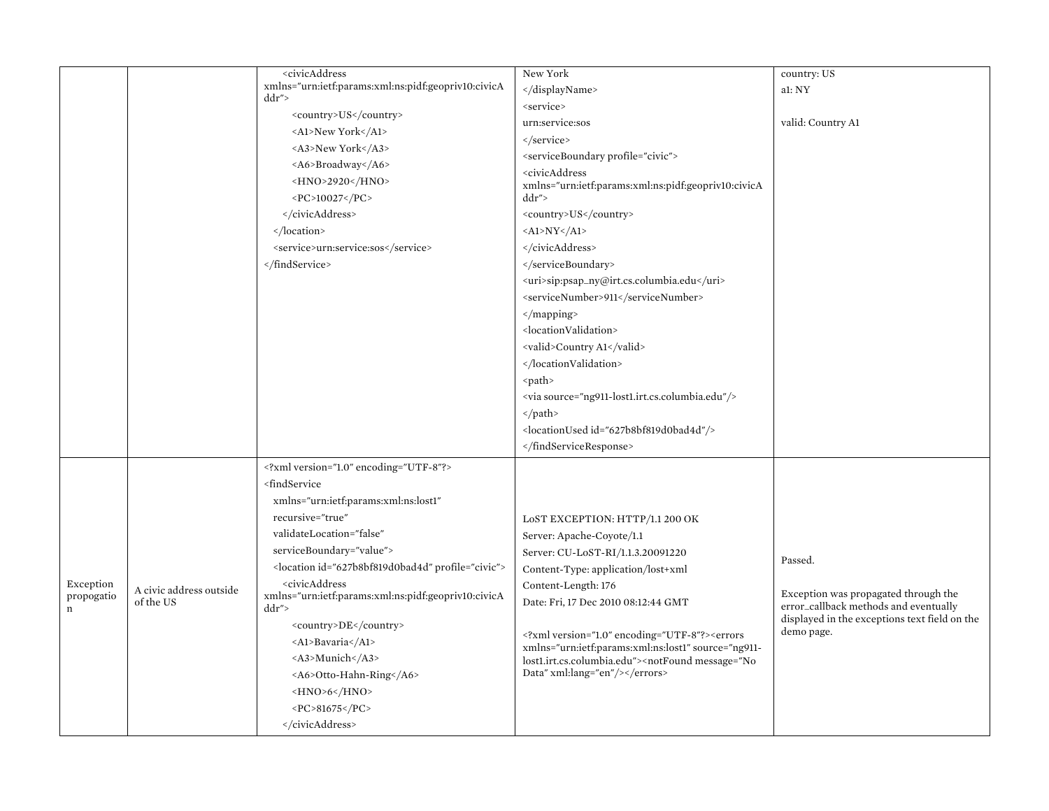| | | | | |
|---|---|---|---|---|
| | | &lt;civicAddress xmlns="urn:ietf:params:xml:ns:pidf:geopriv10:civicAddr"&gt;<br>&lt;country&gt;US&lt;/country&gt;<br>&lt;A1&gt;New York&lt;/A1&gt;<br>&lt;A3&gt;New York&lt;/A3&gt;<br>&lt;A6&gt;Broadway&lt;/A6&gt;<br>&lt;HNO&gt;2920&lt;/HNO&gt;<br>&lt;PC&gt;10027&lt;/PC&gt;<br>&lt;/civicAddress&gt;<br>&lt;/location&gt;<br>&lt;service&gt;urn:service:sos&lt;/service&gt;<br>&lt;/findService&gt; | New York<br>&lt;/displayName&gt;<br>&lt;service&gt;<br>urn:service:sos<br>&lt;/service&gt;<br>&lt;serviceBoundary profile="civic"&gt;<br>&lt;civicAddress xmlns="urn:ietf:params:xml:ns:pidf:geopriv10:civicAddr"&gt;<br>&lt;country&gt;US&lt;/country&gt;<br>&lt;A1&gt;NY&lt;/A1&gt;<br>&lt;/civicAddress&gt;<br>&lt;/serviceBoundary&gt;<br>&lt;uri&gt;sip:psap_ny@irt.cs.columbia.edu&lt;/uri&gt;<br>&lt;serviceNumber&gt;911&lt;/serviceNumber&gt;<br>&lt;/mapping&gt;<br>&lt;locationValidation&gt;<br>&lt;valid&gt;Country A1&lt;/valid&gt;<br>&lt;/locationValidation&gt;<br>&lt;path&gt;<br>&lt;via source="ng911-lost1.irt.cs.columbia.edu"/&gt;<br>&lt;/path&gt;<br>&lt;locationUsed id="627b8bf819d0bad4d"/&gt;<br>&lt;/findServiceResponse&gt; | country: US<br>a1: NY<br><br>valid: Country A1 |
| Exception propogation | A civic address outside of the US | &lt;?xml version="1.0" encoding="UTF-8"?&gt;<br>&lt;findService<br>xmlns="urn:ietf:params:xml:ns:lost1"<br>recursive="true"<br>validateLocation="false"<br>serviceBoundary="value"&gt;<br>&lt;location id="627b8bf819d0bad4d" profile="civic"&gt;<br>&lt;civicAddress xmlns="urn:ietf:params:xml:ns:pidf:geopriv10:civicAddr"&gt;<br>&lt;country&gt;DE&lt;/country&gt;<br>&lt;A1&gt;Bavaria&lt;/A1&gt;<br>&lt;A3&gt;Munich&lt;/A3&gt;<br>&lt;A6&gt;Otto-Hahn-Ring&lt;/A6&gt;<br>&lt;HNO&gt;6&lt;/HNO&gt;<br>&lt;PC&gt;81675&lt;/PC&gt;<br>&lt;/civicAddress&gt; | LoST EXCEPTION: HTTP/1.1 200 OK<br>Server: Apache-Coyote/1.1<br>Server: CU-LoST-RI/1.1.3.20091220<br>Content-Type: application/lost+xml<br>Content-Length: 176<br>Date: Fri, 17 Dec 2010 08:12:44 GMT<br><br>&lt;?xml version="1.0" encoding="UTF-8"?&gt;&lt;errors xmlns="urn:ietf:params:xml:ns:lost1" source="ng911-lost1.irt.cs.columbia.edu"&gt;&lt;notFound message="No Data" xml:lang="en"/&gt;&lt;/errors&gt; | Passed.<br><br>Exception was propagated through the error_callback methods and eventually displayed in the exceptions text field on the demo page. |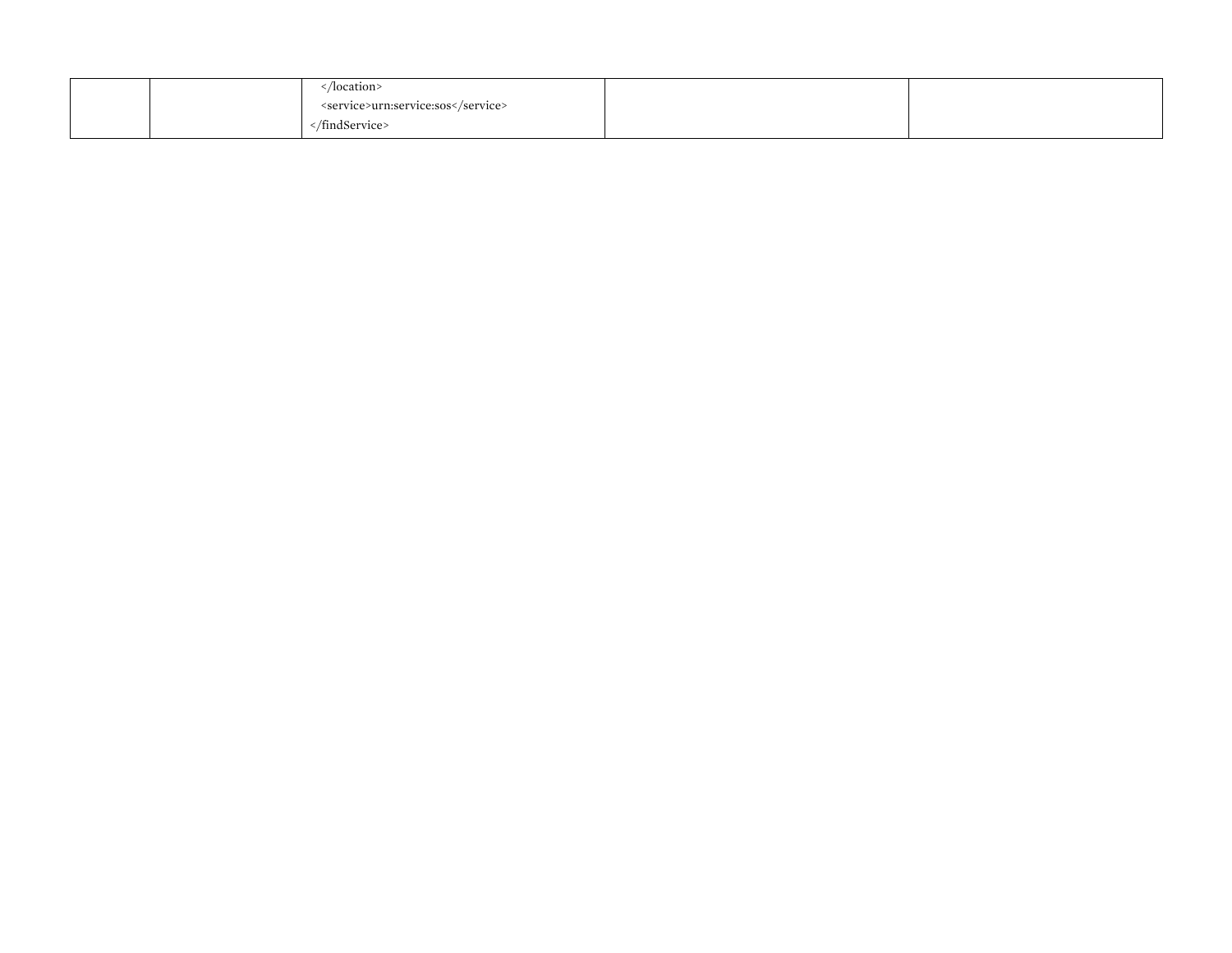| | | | | |
|---|---|---|---|---|
| | | &lt;/location&gt;<br>&lt;service&gt;urn:service:sos&lt;/service&gt;<br>&lt;/findService&gt; | | |